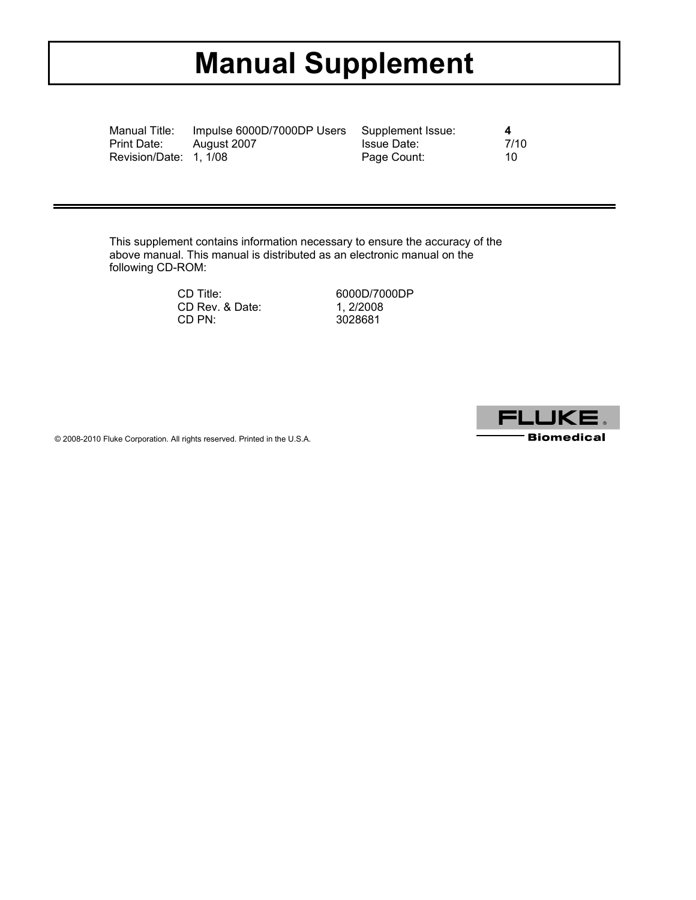# Manual Supplement

| | | | |
|---|---|---|---|
| Manual Title: | Impulse 6000D/7000DP Users | Supplement Issue: | **4** |
| Print Date: | August 2007 | Issue Date: | 7/10 |
| Revision/Date: | 1, 1/08 | Page Count: | 10 |

---

This supplement contains information necessary to ensure the accuracy of the above manual. This manual is distributed as an electronic manual on the following CD-ROM:

| | |
|---|---|
| CD Title: | 6000D/7000DP |
| CD Rev. & Date: | 1, 2/2008 |
| CD PN: | 3028681 |

© 2008-2010 Fluke Corporation. All rights reserved. Printed in the U.S.A.

FLUKE Biomedical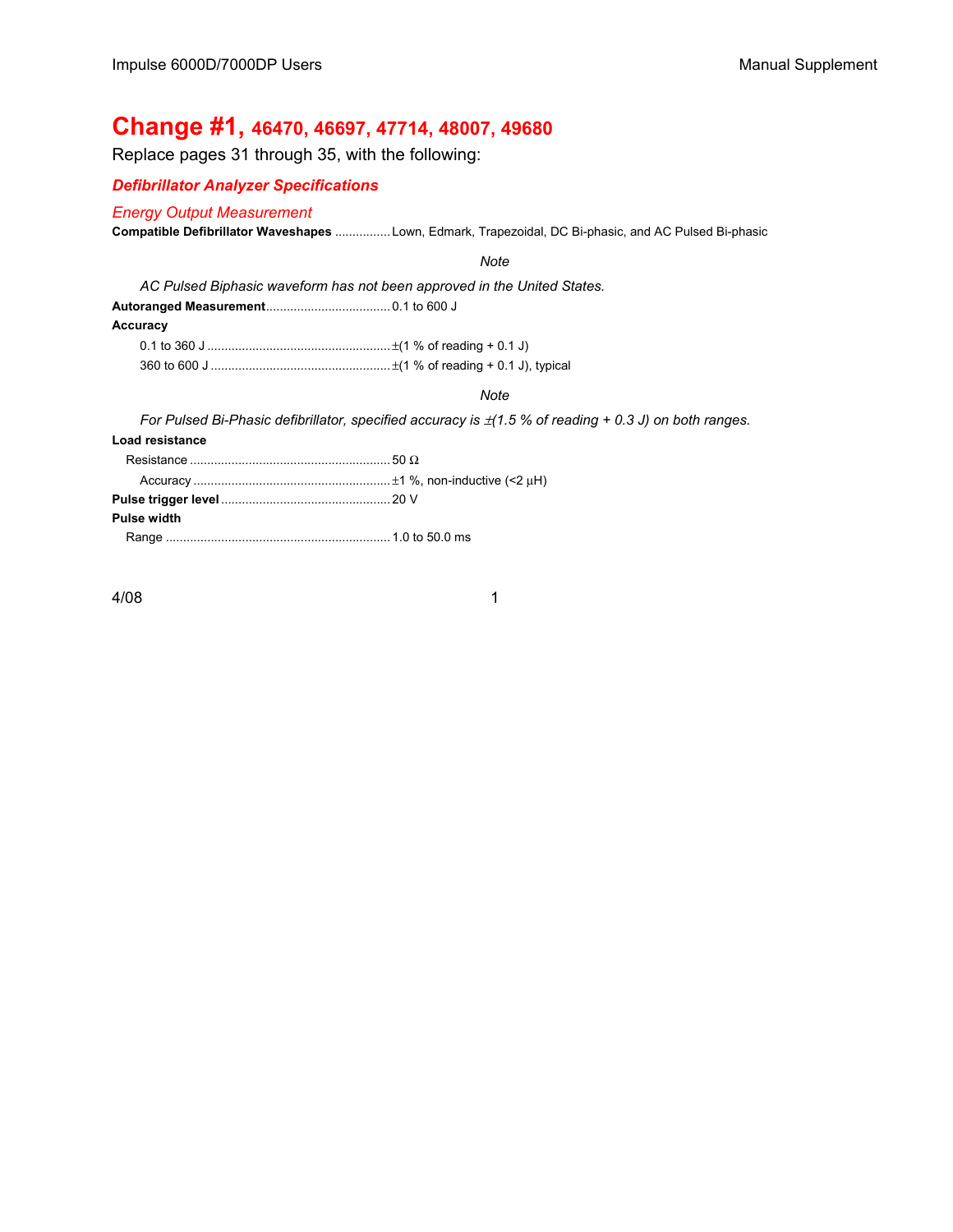# Change #1, 46470, 46697, 47714, 48007, 49680

Replace pages 31 through 35, with the following:

## *Defibrillator Analyzer Specifications*

### *Energy Output Measurement*

**Compatible Defibrillator Waveshapes** ................Lown, Edmark, Trapezoidal, DC Bi-phasic, and AC Pulsed Bi-phasic

*Note*

*AC Pulsed Biphasic waveform has not been approved in the United States.*

**Autoranged Measurement**....................................0.1 to 600 J

**Accuracy**

0.1 to 360 J .....................................................±(1 % of reading + 0.1 J)

360 to 600 J ....................................................±(1 % of reading + 0.1 J), typical

*Note*

*For Pulsed Bi-Phasic defibrillator, specified accuracy is ±(1.5 % of reading + 0.3 J) on both ranges.*

**Load resistance**

Resistance .........................................................50 Ω

Accuracy .........................................................±1 %, non-inductive (<2 µH)

**Pulse trigger level** ................................................20 V

**Pulse width**

Range ................................................................1.0 to 50.0 ms

4/08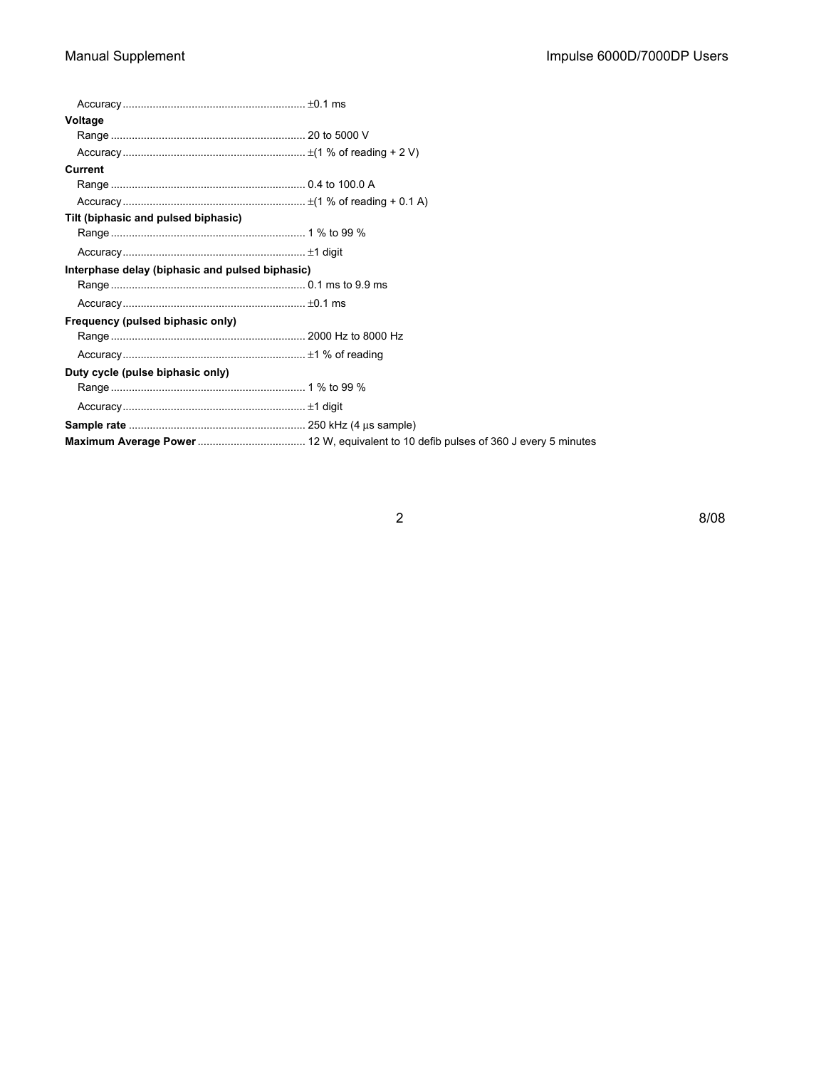Accuracy ............................................................. ±0.1 ms

**Voltage**

Range ................................................................ 20 to 5000 V

Accuracy ............................................................. ±(1 % of reading + 2 V)

**Current**

Range ................................................................ 0.4 to 100.0 A

Accuracy ............................................................. ±(1 % of reading + 0.1 A)

**Tilt (biphasic and pulsed biphasic)**

Range ................................................................ 1 % to 99 %

Accuracy ............................................................. ±1 digit

**Interphase delay (biphasic and pulsed biphasic)**

Range ................................................................ 0.1 ms to 9.9 ms

Accuracy ............................................................. ±0.1 ms

**Frequency (pulsed biphasic only)**

Range ................................................................ 2000 Hz to 8000 Hz

Accuracy ............................................................. ±1 % of reading

**Duty cycle (pulse biphasic only)**

Range ................................................................ 1 % to 99 %

Accuracy ............................................................. ±1 digit

**Sample rate** .......................................................... 250 kHz (4 µs sample)

**Maximum Average Power** .................................... 12 W, equivalent to 10 defib pulses of 360 J every 5 minutes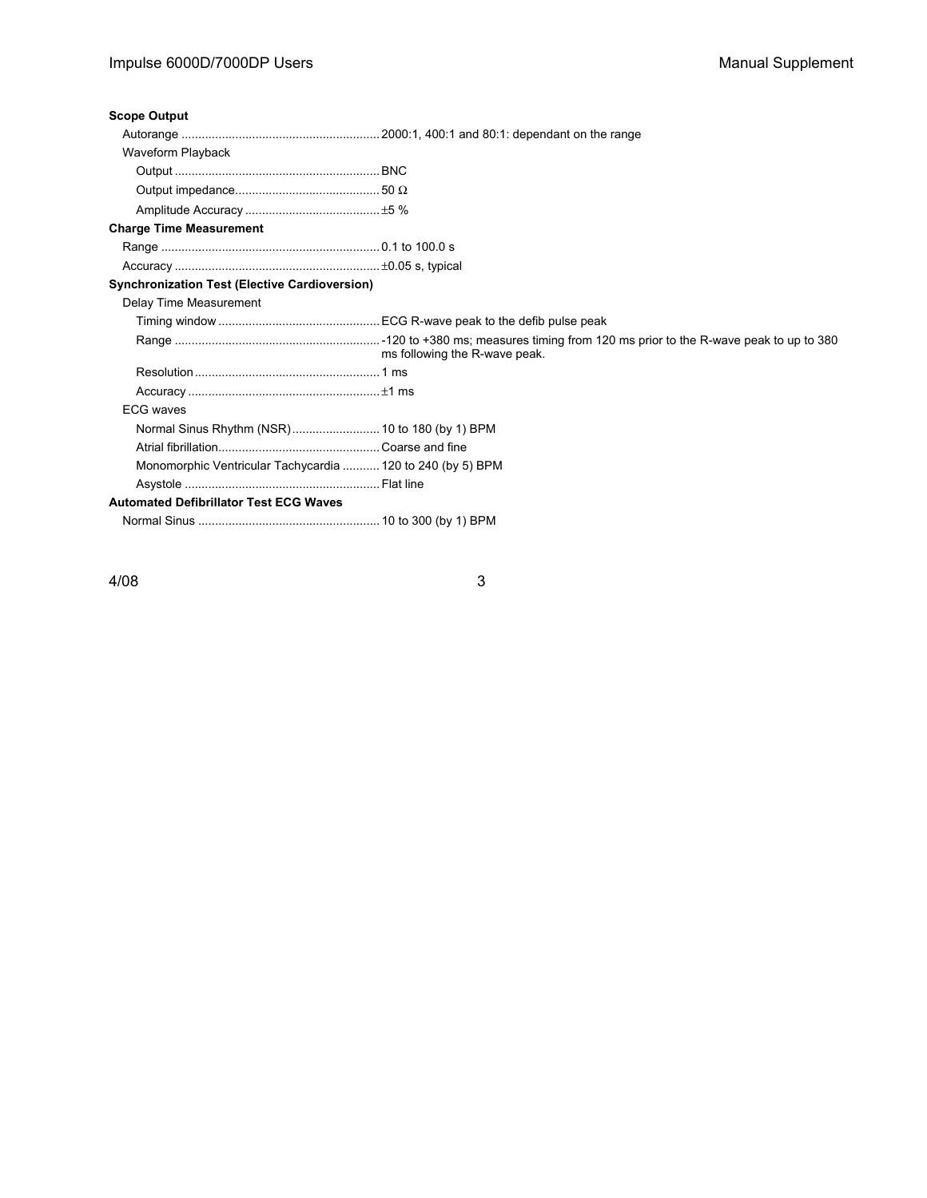**Scope Output**

Autorange ............ 2000:1, 400:1 and 80:1: dependant on the range

Waveform Playback

- Output ............ BNC
- Output impedance............ 50 Ω
- Amplitude Accuracy ............ ±5 %

**Charge Time Measurement**

Range ............ 0.1 to 100.0 s

Accuracy ............ ±0.05 s, typical

**Synchronization Test (Elective Cardioversion)**

Delay Time Measurement

- Timing window ............ ECG R-wave peak to the defib pulse peak
- Range ............ -120 to +380 ms; measures timing from 120 ms prior to the R-wave peak to up to 380 ms following the R-wave peak.
- Resolution............ 1 ms
- Accuracy ............ ±1 ms

ECG waves

- Normal Sinus Rhythm (NSR)............ 10 to 180 (by 1) BPM
- Atrial fibrillation............ Coarse and fine
- Monomorphic Ventricular Tachycardia ............ 120 to 240 (by 5) BPM
- Asystole ............ Flat line

**Automated Defibrillator Test ECG Waves**

Normal Sinus ............ 10 to 300 (by 1) BPM

4/08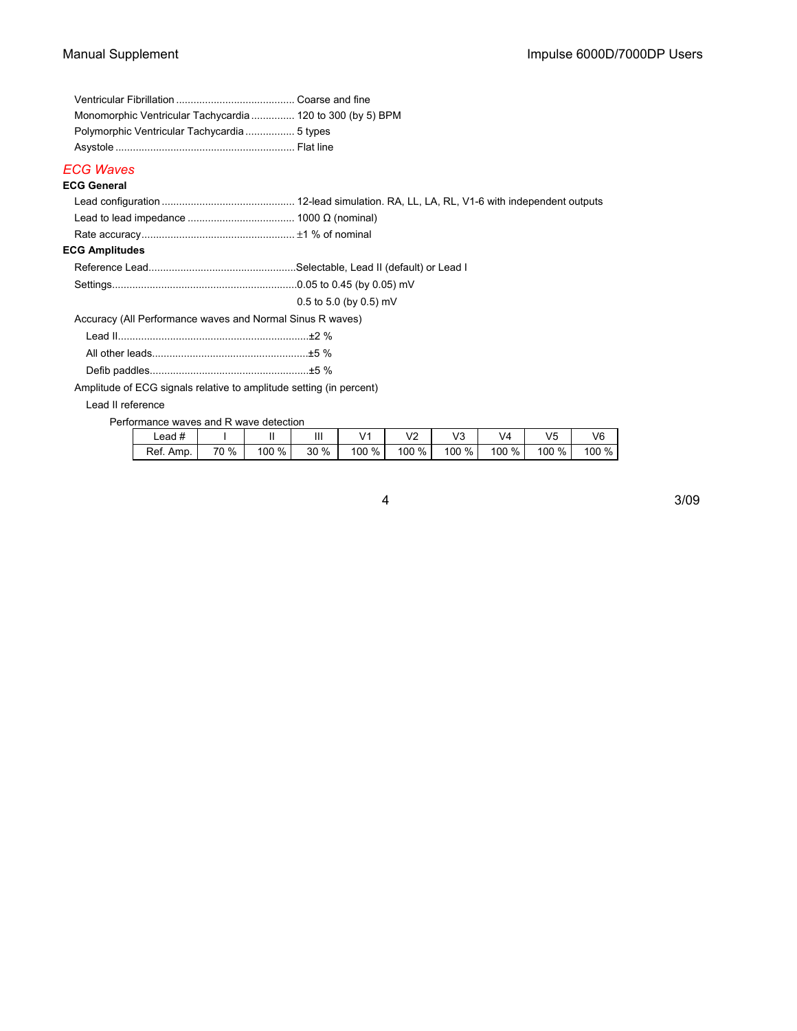Ventricular Fibrillation ......................................... Coarse and fine
Monomorphic Ventricular Tachycardia ............... 120 to 300 (by 5) BPM
Polymorphic Ventricular Tachycardia ................. 5 types
Asystole ............................................................ Flat line

## *ECG Waves*

**ECG General**

Lead configuration ............................................. 12-lead simulation. RA, LL, LA, RL, V1-6 with independent outputs
Lead to lead impedance .................................... 1000 Ω (nominal)
Rate accuracy.................................................... ±1 % of nominal

**ECG Amplitudes**

Reference Lead..................................................Selectable, Lead II (default) or Lead I
Settings...............................................................0.05 to 0.45 (by 0.05) mV
0.5 to 5.0 (by 0.5) mV

Accuracy (All Performance waves and Normal Sinus R waves)

Lead II.................................................................±2 %
All other leads.....................................................±5 %
Defib paddles......................................................±5 %

Amplitude of ECG signals relative to amplitude setting (in percent)

Lead II reference

Performance waves and R wave detection

| Lead # | I | II | III | V1 | V2 | V3 | V4 | V5 | V6 |
|---|---|---|---|---|---|---|---|---|---|
| Ref. Amp. | 70 % | 100 % | 30 % | 100 % | 100 % | 100 % | 100 % | 100 % | 100 % |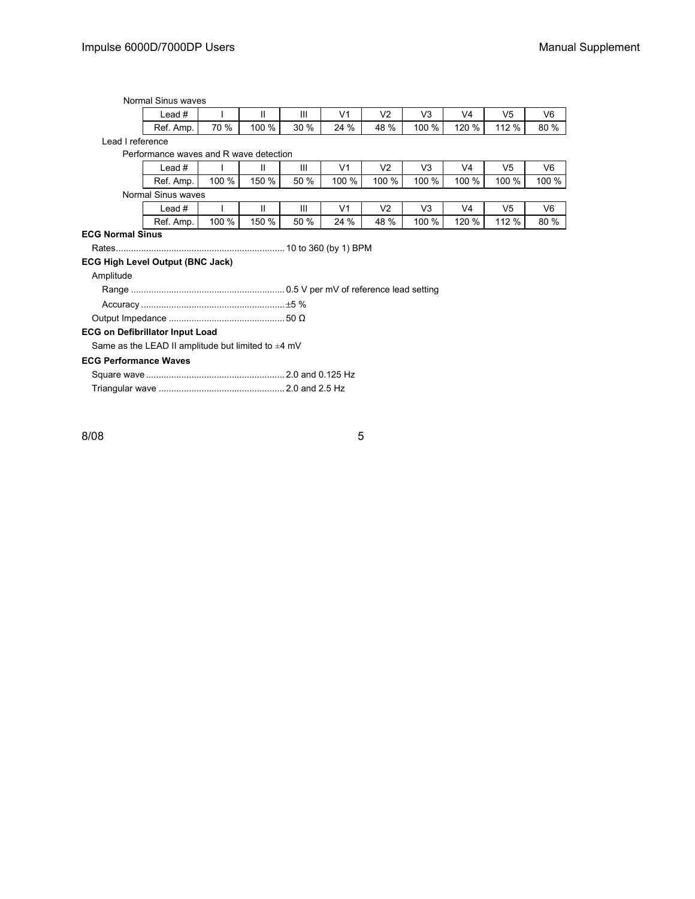Normal Sinus waves

| Lead # | I | II | III | V1 | V2 | V3 | V4 | V5 | V6 |
|---|---|---|---|---|---|---|---|---|---|
| Ref. Amp. | 70 % | 100 % | 30 % | 24 % | 48 % | 100 % | 120 % | 112 % | 80 % |

Lead I reference

Performance waves and R wave detection

| Lead # | I | II | III | V1 | V2 | V3 | V4 | V5 | V6 |
|---|---|---|---|---|---|---|---|---|---|
| Ref. Amp. | 100 % | 150 % | 50 % | 100 % | 100 % | 100 % | 100 % | 100 % | 100 % |

Normal Sinus waves

| Lead # | I | II | III | V1 | V2 | V3 | V4 | V5 | V6 |
|---|---|---|---|---|---|---|---|---|---|
| Ref. Amp. | 100 % | 150 % | 50 % | 24 % | 48 % | 100 % | 120 % | 112 % | 80 % |

**ECG Normal Sinus**

Rates.................................................................. 10 to 360 (by 1) BPM

**ECG High Level Output (BNC Jack)**

Amplitude

Range ............................................................ 0.5 V per mV of reference lead setting

Accuracy ........................................................ ±5 %

Output Impedance ............................................. 50 Ω

**ECG on Defibrillator Input Load**

Same as the LEAD II amplitude but limited to ±4 mV

**ECG Performance Waves**

Square wave ...................................................... 2.0 and 0.125 Hz

Triangular wave ................................................. 2.0 and 2.5 Hz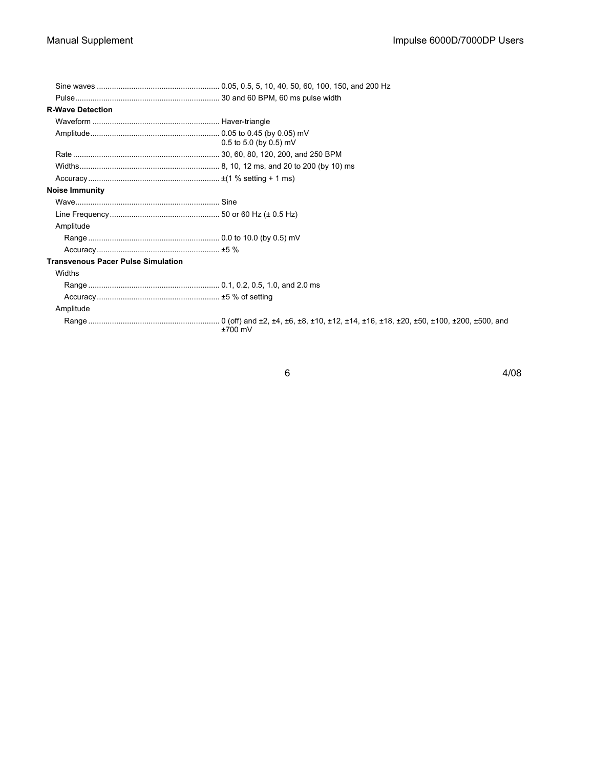Sine waves .......................................................... 0.05, 0.5, 5, 10, 40, 50, 60, 100, 150, and 200 Hz

Pulse .................................................................... 30 and 60 BPM, 60 ms pulse width

**R-Wave Detection**

Waveform ............................................................ Haver-triangle

Amplitude ............................................................ 0.05 to 0.45 (by 0.05) mV
0.5 to 5.0 (by 0.5) mV

Rate ..................................................................... 30, 60, 80, 120, 200, and 250 BPM

Widths .................................................................. 8, 10, 12 ms, and 20 to 200 (by 10) ms

Accuracy .............................................................. ±(1 % setting + 1 ms)

**Noise Immunity**

Wave .................................................................... Sine

Line Frequency .................................................... 50 or 60 Hz (± 0.5 Hz)

Amplitude

Range .............................................................. 0.0 to 10.0 (by 0.5) mV

Accuracy .......................................................... ±5 %

**Transvenous Pacer Pulse Simulation**

Widths

Range .............................................................. 0.1, 0.2, 0.5, 1.0, and 2.0 ms

Accuracy .......................................................... ±5 % of setting

Amplitude

Range .............................................................. 0 (off) and ±2, ±4, ±6, ±8, ±10, ±12, ±14, ±16, ±18, ±20, ±50, ±100, ±200, ±500, and ±700 mV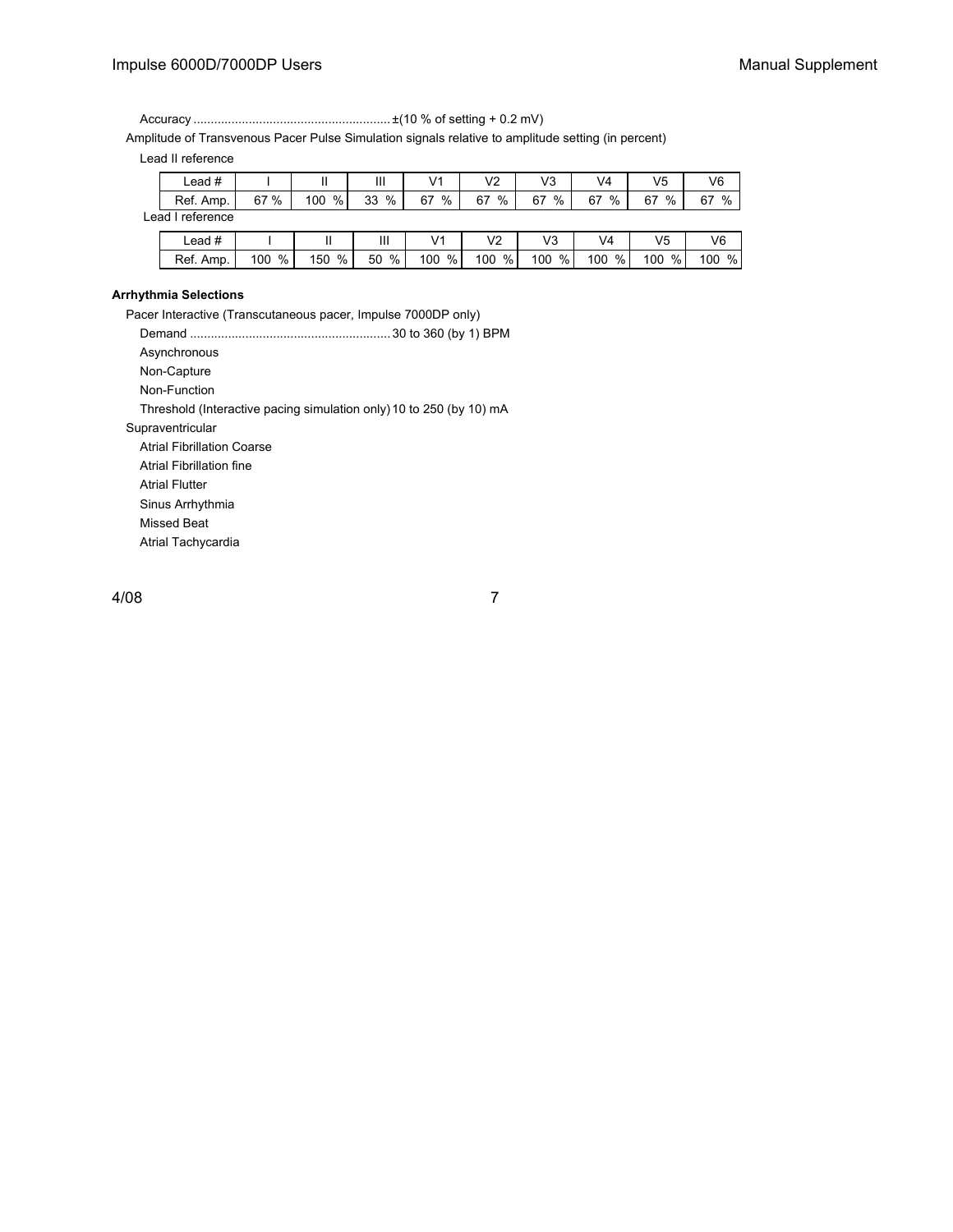Accuracy ........................................................ ±(10 % of setting + 0.2 mV)

Amplitude of Transvenous Pacer Pulse Simulation signals relative to amplitude setting (in percent)

Lead II reference

| Lead # | I | II | III | V1 | V2 | V3 | V4 | V5 | V6 |
|---|---|---|---|---|---|---|---|---|---|
| Ref. Amp. | 67 % | 100 % | 33 % | 67 % | 67 % | 67 % | 67 % | 67 % | 67 % |

Lead I reference

| Lead # | I | II | III | V1 | V2 | V3 | V4 | V5 | V6 |
|---|---|---|---|---|---|---|---|---|---|
| Ref. Amp. | 100 % | 150 % | 50 % | 100 % | 100 % | 100 % | 100 % | 100 % | 100 % |

**Arrhythmia Selections**

Pacer Interactive (Transcutaneous pacer, Impulse 7000DP only)

Demand ......................................................... 30 to 360 (by 1) BPM

Asynchronous

Non-Capture

Non-Function

Threshold (Interactive pacing simulation only) 10 to 250 (by 10) mA

Supraventricular

Atrial Fibrillation Coarse

Atrial Fibrillation fine

Atrial Flutter

Sinus Arrhythmia

Missed Beat

Atrial Tachycardia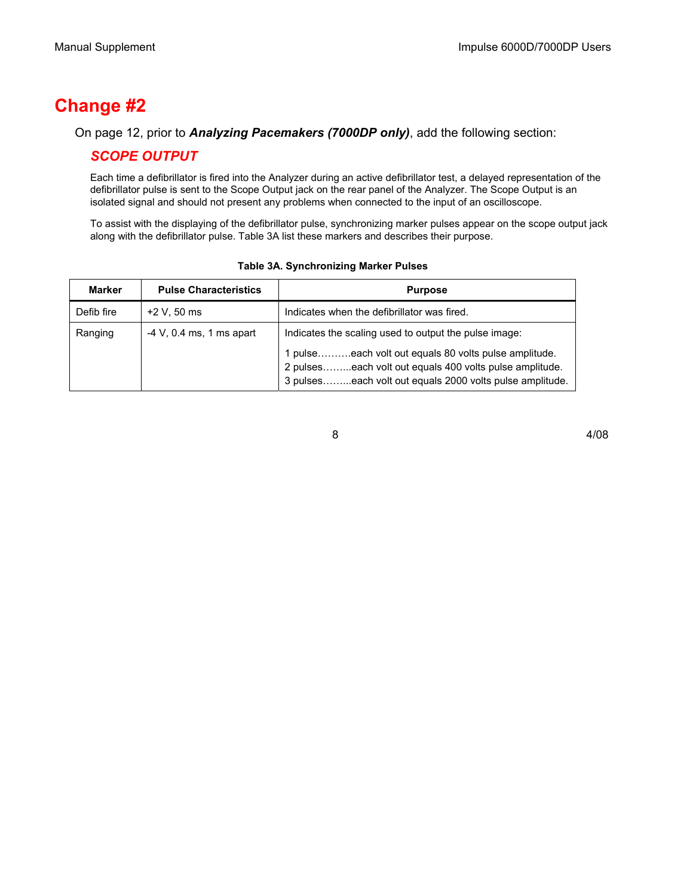# Change #2

On page 12, prior to ***Analyzing Pacemakers (7000DP only)***, add the following section:

## *SCOPE OUTPUT*

Each time a defibrillator is fired into the Analyzer during an active defibrillator test, a delayed representation of the defibrillator pulse is sent to the Scope Output jack on the rear panel of the Analyzer. The Scope Output is an isolated signal and should not present any problems when connected to the input of an oscilloscope.

To assist with the displaying of the defibrillator pulse, synchronizing marker pulses appear on the scope output jack along with the defibrillator pulse. Table 3A list these markers and describes their purpose.

**Table 3A. Synchronizing Marker Pulses**

| Marker | Pulse Characteristics | Purpose |
|---|---|---|
| Defib fire | +2 V, 50 ms | Indicates when the defibrillator was fired. |
| Ranging | -4 V, 0.4 ms, 1 ms apart | Indicates the scaling used to output the pulse image:<br>1 pulse……….each volt out equals 80 volts pulse amplitude.<br>2 pulses……...each volt out equals 400 volts pulse amplitude.<br>3 pulses……...each volt out equals 2000 volts pulse amplitude. |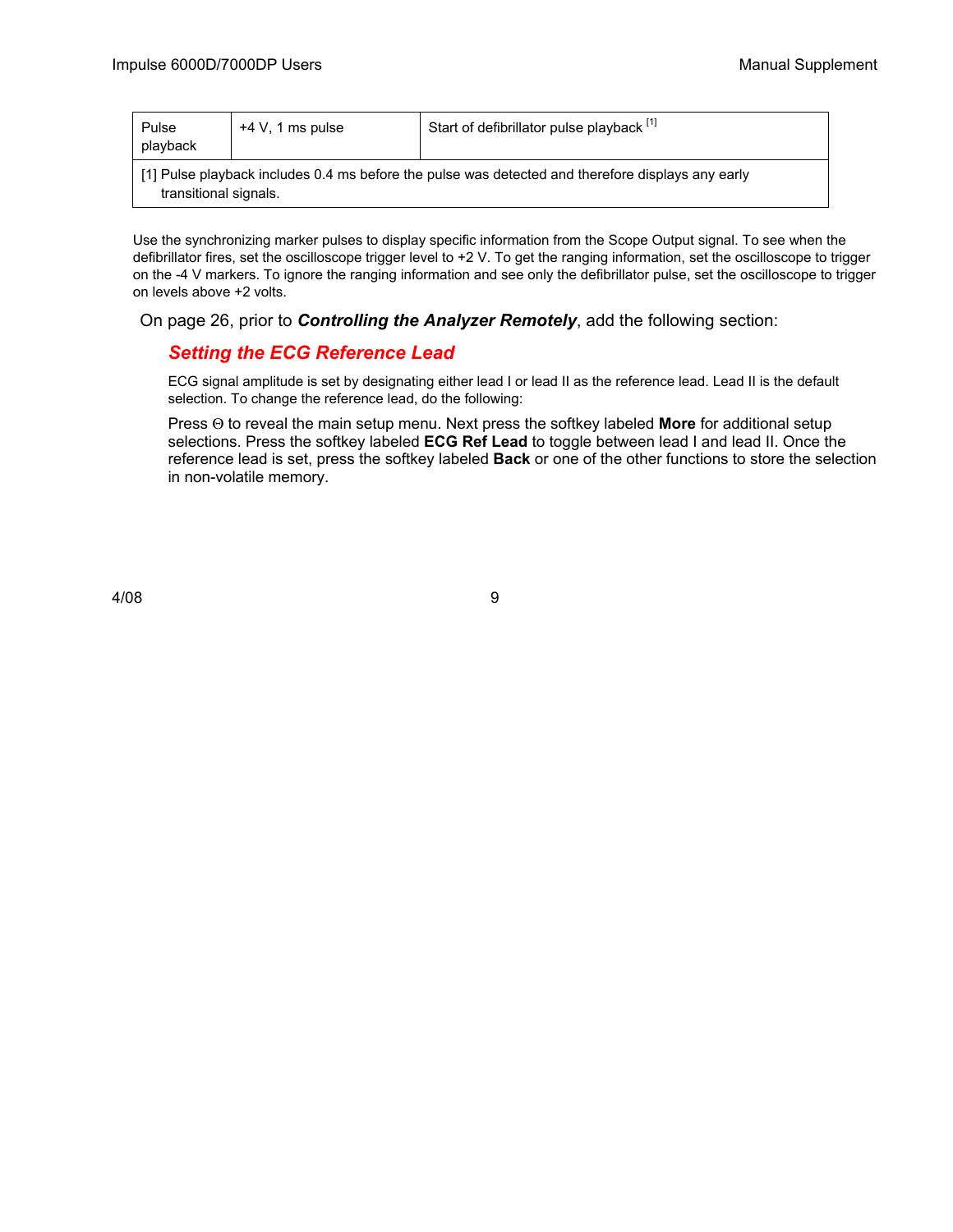| Pulse playback | +4 V, 1 ms pulse | Start of defibrillator pulse playback [1] |
|---|---|---|
| [1] Pulse playback includes 0.4 ms before the pulse was detected and therefore displays any early transitional signals. | | |

Use the synchronizing marker pulses to display specific information from the Scope Output signal. To see when the defibrillator fires, set the oscilloscope trigger level to +2 V. To get the ranging information, set the oscilloscope to trigger on the -4 V markers. To ignore the ranging information and see only the defibrillator pulse, set the oscilloscope to trigger on levels above +2 volts.

On page 26, prior to ***Controlling the Analyzer Remotely***, add the following section:

## *Setting the ECG Reference Lead*

ECG signal amplitude is set by designating either lead I or lead II as the reference lead. Lead II is the default selection. To change the reference lead, do the following:

Press Θ to reveal the main setup menu. Next press the softkey labeled **More** for additional setup selections. Press the softkey labeled **ECG Ref Lead** to toggle between lead I and lead II. Once the reference lead is set, press the softkey labeled **Back** or one of the other functions to store the selection in non-volatile memory.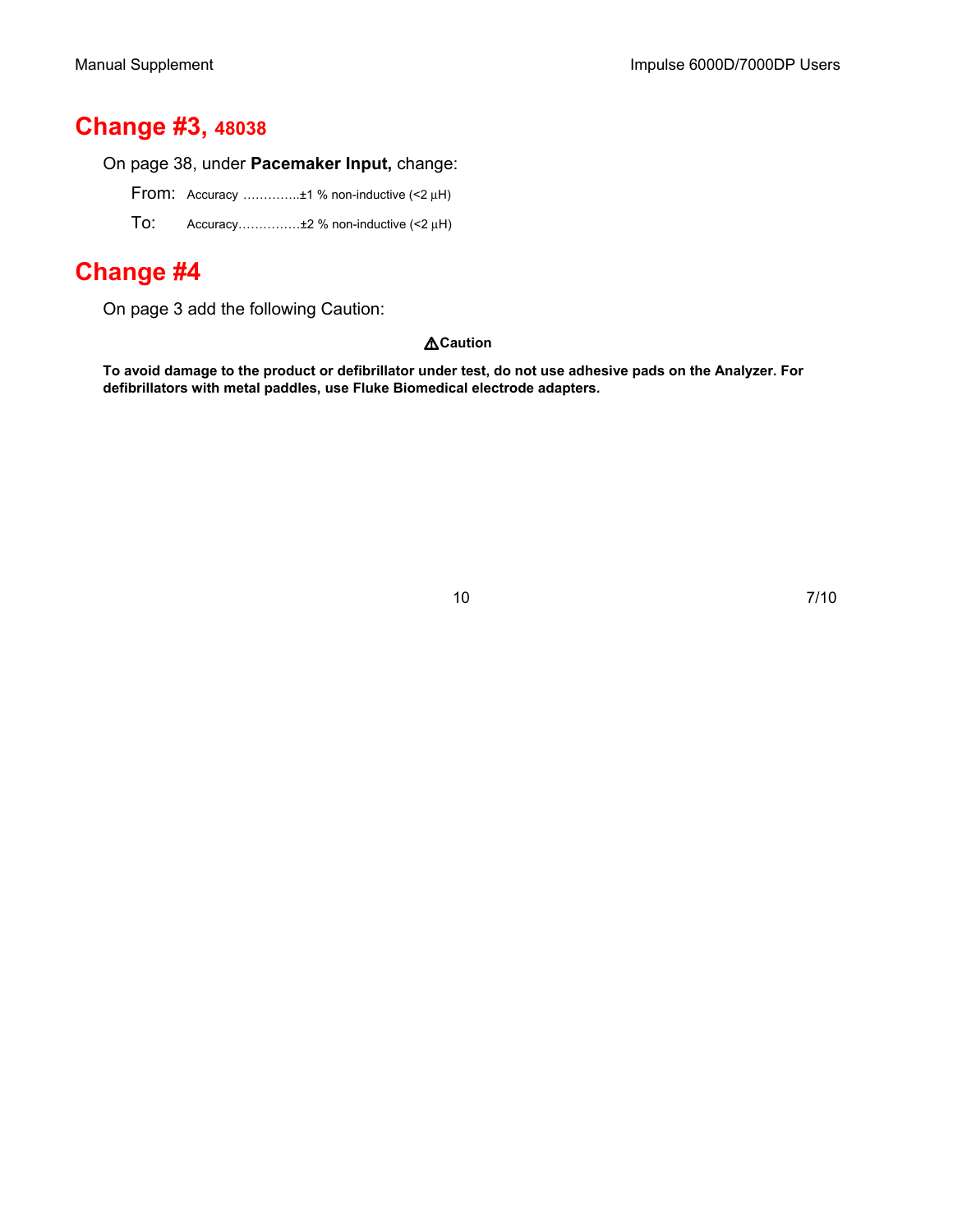## Change #3, 48038

On page 38, under **Pacemaker Input,** change:

From: Accuracy …………..±1 % non-inductive (<2 μH)

To: Accuracy……………±2 % non-inductive (<2 μH)

## Change #4

On page 3 add the following Caution:

**⚠Caution**

**To avoid damage to the product or defibrillator under test, do not use adhesive pads on the Analyzer. For defibrillators with metal paddles, use Fluke Biomedical electrode adapters.**